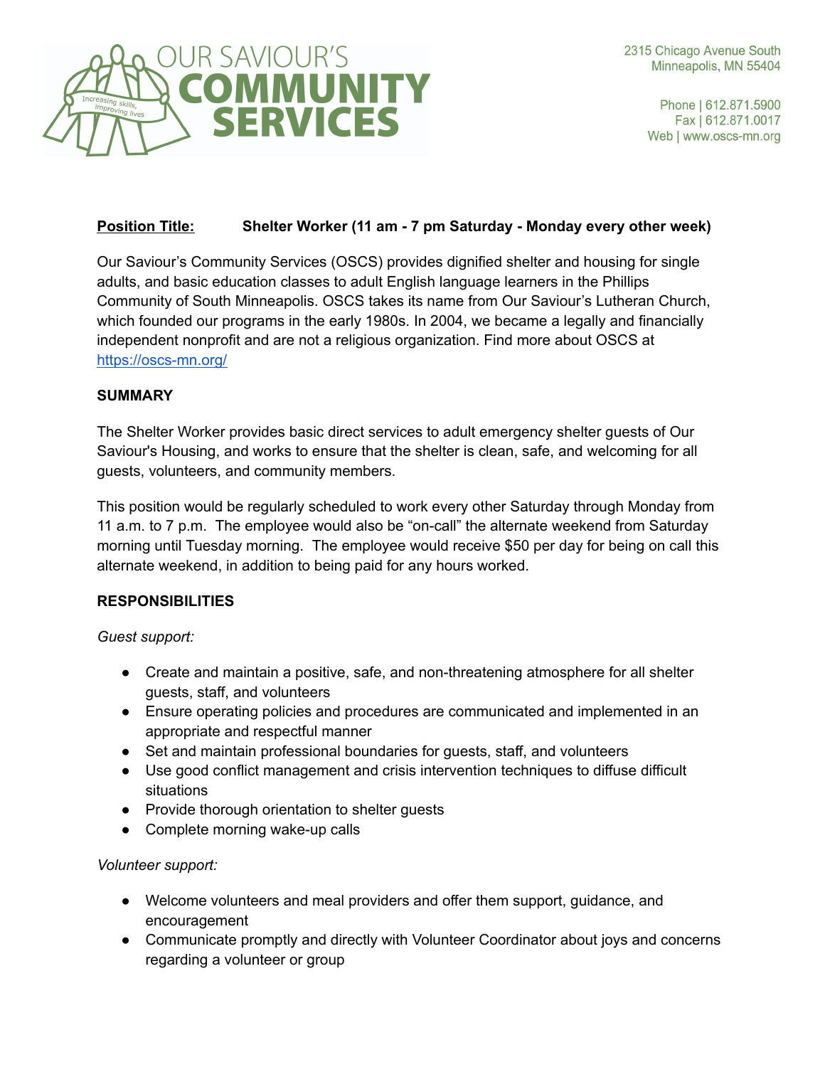OUR SAVIOUR'S **COMMUNITY SERVICES**

Increasing skills, improving lives

2315 Chicago Avenue South
Minneapolis, MN 55404

Phone | 612.871.5900
Fax | 612.871.0017
Web | www.oscs-mn.org

**Position Title:** **Shelter Worker (11 am - 7 pm Saturday - Monday every other week)**

Our Saviour's Community Services (OSCS) provides dignified shelter and housing for single adults, and basic education classes to adult English language learners in the Phillips Community of South Minneapolis. OSCS takes its name from Our Saviour's Lutheran Church, which founded our programs in the early 1980s. In 2004, we became a legally and financially independent nonprofit and are not a religious organization. Find more about OSCS at https://oscs-mn.org/

**SUMMARY**

The Shelter Worker provides basic direct services to adult emergency shelter guests of Our Saviour's Housing, and works to ensure that the shelter is clean, safe, and welcoming for all guests, volunteers, and community members.

This position would be regularly scheduled to work every other Saturday through Monday from 11 a.m. to 7 p.m. The employee would also be "on-call" the alternate weekend from Saturday morning until Tuesday morning. The employee would receive $50 per day for being on call this alternate weekend, in addition to being paid for any hours worked.

**RESPONSIBILITIES**

*Guest support:*

- Create and maintain a positive, safe, and non-threatening atmosphere for all shelter guests, staff, and volunteers
- Ensure operating policies and procedures are communicated and implemented in an appropriate and respectful manner
- Set and maintain professional boundaries for guests, staff, and volunteers
- Use good conflict management and crisis intervention techniques to diffuse difficult situations
- Provide thorough orientation to shelter guests
- Complete morning wake-up calls

*Volunteer support:*

- Welcome volunteers and meal providers and offer them support, guidance, and encouragement
- Communicate promptly and directly with Volunteer Coordinator about joys and concerns regarding a volunteer or group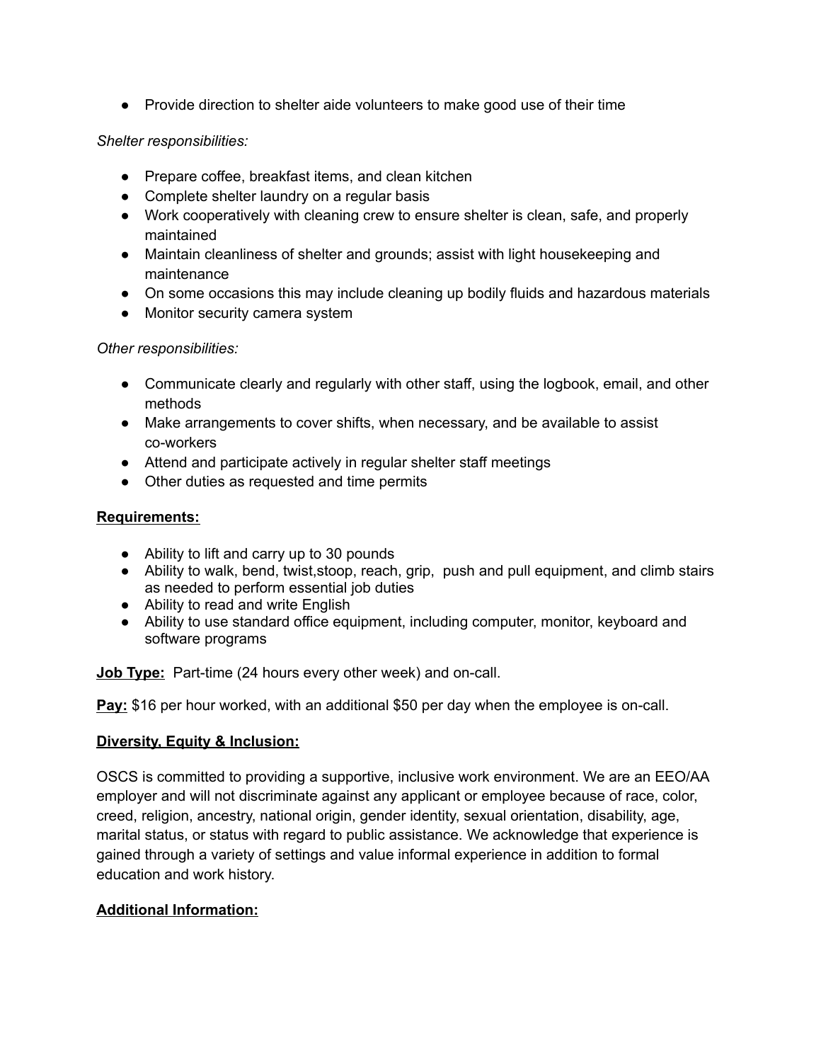- Provide direction to shelter aide volunteers to make good use of their time

*Shelter responsibilities:*

- Prepare coffee, breakfast items, and clean kitchen
- Complete shelter laundry on a regular basis
- Work cooperatively with cleaning crew to ensure shelter is clean, safe, and properly maintained
- Maintain cleanliness of shelter and grounds; assist with light housekeeping and maintenance
- On some occasions this may include cleaning up bodily fluids and hazardous materials
- Monitor security camera system

*Other responsibilities:*

- Communicate clearly and regularly with other staff, using the logbook, email, and other methods
- Make arrangements to cover shifts, when necessary, and be available to assist co-workers
- Attend and participate actively in regular shelter staff meetings
- Other duties as requested and time permits

**Requirements:**

- Ability to lift and carry up to 30 pounds
- Ability to walk, bend, twist,stoop, reach, grip, push and pull equipment, and climb stairs as needed to perform essential job duties
- Ability to read and write English
- Ability to use standard office equipment, including computer, monitor, keyboard and software programs

**Job Type:** Part-time (24 hours every other week) and on-call.

**Pay:** $16 per hour worked, with an additional $50 per day when the employee is on-call.

**Diversity, Equity & Inclusion:**

OSCS is committed to providing a supportive, inclusive work environment. We are an EEO/AA employer and will not discriminate against any applicant or employee because of race, color, creed, religion, ancestry, national origin, gender identity, sexual orientation, disability, age, marital status, or status with regard to public assistance. We acknowledge that experience is gained through a variety of settings and value informal experience in addition to formal education and work history.

**Additional Information:**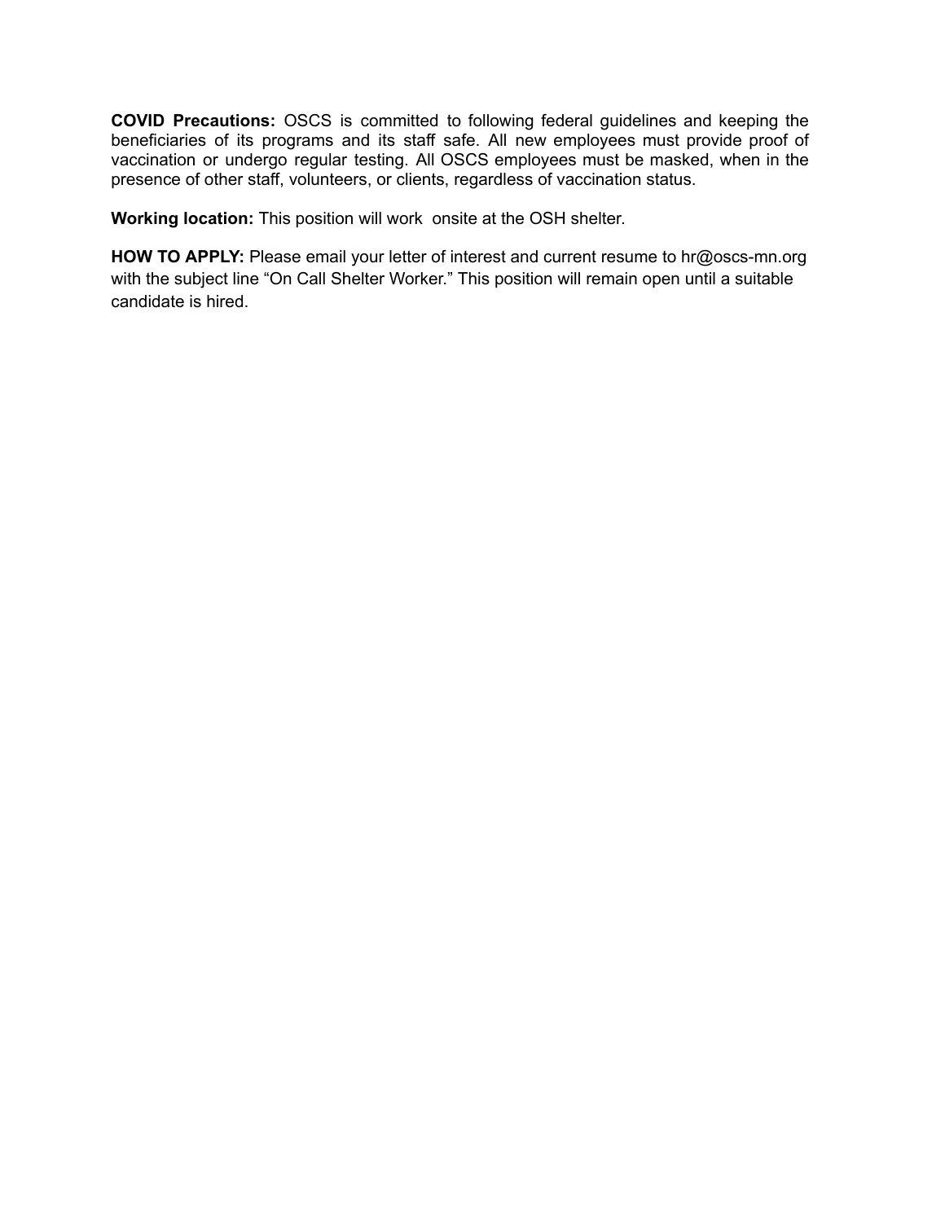**COVID Precautions:** OSCS is committed to following federal guidelines and keeping the beneficiaries of its programs and its staff safe. All new employees must provide proof of vaccination or undergo regular testing. All OSCS employees must be masked, when in the presence of other staff, volunteers, or clients, regardless of vaccination status.

**Working location:** This position will work onsite at the OSH shelter.

**HOW TO APPLY:** Please email your letter of interest and current resume to hr@oscs-mn.org with the subject line "On Call Shelter Worker." This position will remain open until a suitable candidate is hired.